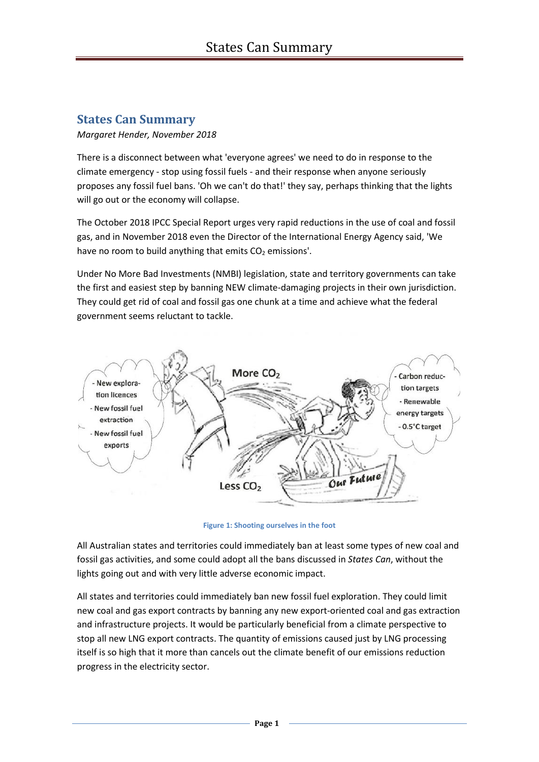## States Can Summary

*Margaret Hender, November 2018*

There is a disconnect between what 'everyone agrees' we need to do in response to the climate emergency - stop using fossil fuels - and their response when anyone seriously proposes any fossil fuel bans. 'Oh we can't do that!' they say, perhaps thinking that the lights will go out or the economy will collapse.

The October 2018 IPCC Special Report urges very rapid reductions in the use of coal and fossil gas, and in November 2018 even the Director of the International Energy Agency said, 'We have no room to build anything that emits $CO_2$ emissions'.

Under No More Bad Investments (NMBI) legislation, state and territory governments can take the first and easiest step by banning NEW climate-damaging projects in their own jurisdiction. They could get rid of coal and fossil gas one chunk at a time and achieve what the federal government seems reluctant to tackle.

**Figure 1: Shooting ourselves in the foot**

All Australian states and territories could immediately ban at least some types of new coal and fossil gas activities, and some could adopt all the bans discussed in *States Can*, without the lights going out and with very little adverse economic impact.

All states and territories could immediately ban new fossil fuel exploration. They could limit new coal and gas export contracts by banning any new export-oriented coal and gas extraction and infrastructure projects. It would be particularly beneficial from a climate perspective to stop all new LNG export contracts. The quantity of emissions caused just by LNG processing itself is so high that it more than cancels out the climate benefit of our emissions reduction progress in the electricity sector.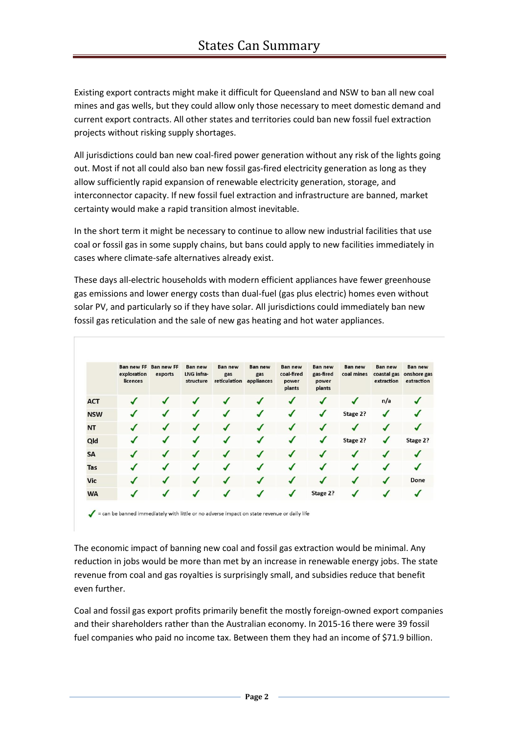# States Can Summary

Existing export contracts might make it difficult for Queensland and NSW to ban all new coal mines and gas wells, but they could allow only those necessary to meet domestic demand and current export contracts. All other states and territories could ban new fossil fuel extraction projects without risking supply shortages.

All jurisdictions could ban new coal-fired power generation without any risk of the lights going out. Most if not all could also ban new fossil gas-fired electricity generation as long as they allow sufficiently rapid expansion of renewable electricity generation, storage, and interconnector capacity. If new fossil fuel extraction and infrastructure are banned, market certainty would make a rapid transition almost inevitable.

In the short term it might be necessary to continue to allow new industrial facilities that use coal or fossil gas in some supply chains, but bans could apply to new facilities immediately in cases where climate-safe alternatives already exist.

These days all-electric households with modern efficient appliances have fewer greenhouse gas emissions and lower energy costs than dual-fuel (gas plus electric) homes even without solar PV, and particularly so if they have solar. All jurisdictions could immediately ban new fossil gas reticulation and the sale of new gas heating and hot water appliances.

| | Ban new FF exploration licences | Ban new FF exports | Ban new LNG infra-structure | Ban new gas reticulation | Ban new gas appliances | Ban new coal-fired power plants | Ban new gas-fired power plants | Ban new coal mines | Ban new coastal gas extraction | Ban new onshore gas extraction |
|---|---|---|---|---|---|---|---|---|---|---|
| ACT | ✓ | ✓ | ✓ | ✓ | ✓ | ✓ | ✓ | ✓ | n/a | ✓ |
| NSW | ✓ | ✓ | ✓ | ✓ | ✓ | ✓ | ✓ | Stage 2? | ✓ | ✓ |
| NT | ✓ | ✓ | ✓ | ✓ | ✓ | ✓ | ✓ | ✓ | ✓ | ✓ |
| Qld | ✓ | ✓ | ✓ | ✓ | ✓ | ✓ | ✓ | Stage 2? | ✓ | Stage 2? |
| SA | ✓ | ✓ | ✓ | ✓ | ✓ | ✓ | ✓ | ✓ | ✓ | ✓ |
| Tas | ✓ | ✓ | ✓ | ✓ | ✓ | ✓ | ✓ | ✓ | ✓ | ✓ |
| Vic | ✓ | ✓ | ✓ | ✓ | ✓ | ✓ | ✓ | ✓ | ✓ | Done |
| WA | ✓ | ✓ | ✓ | ✓ | ✓ | ✓ | Stage 2? | ✓ | ✓ | ✓ |

✓ = can be banned immediately with little or no adverse impact on state revenue or daily life

The economic impact of banning new coal and fossil gas extraction would be minimal. Any reduction in jobs would be more than met by an increase in renewable energy jobs. The state revenue from coal and gas royalties is surprisingly small, and subsidies reduce that benefit even further.

Coal and fossil gas export profits primarily benefit the mostly foreign-owned export companies and their shareholders rather than the Australian economy. In 2015-16 there were 39 fossil fuel companies who paid no income tax. Between them they had an income of $71.9 billion.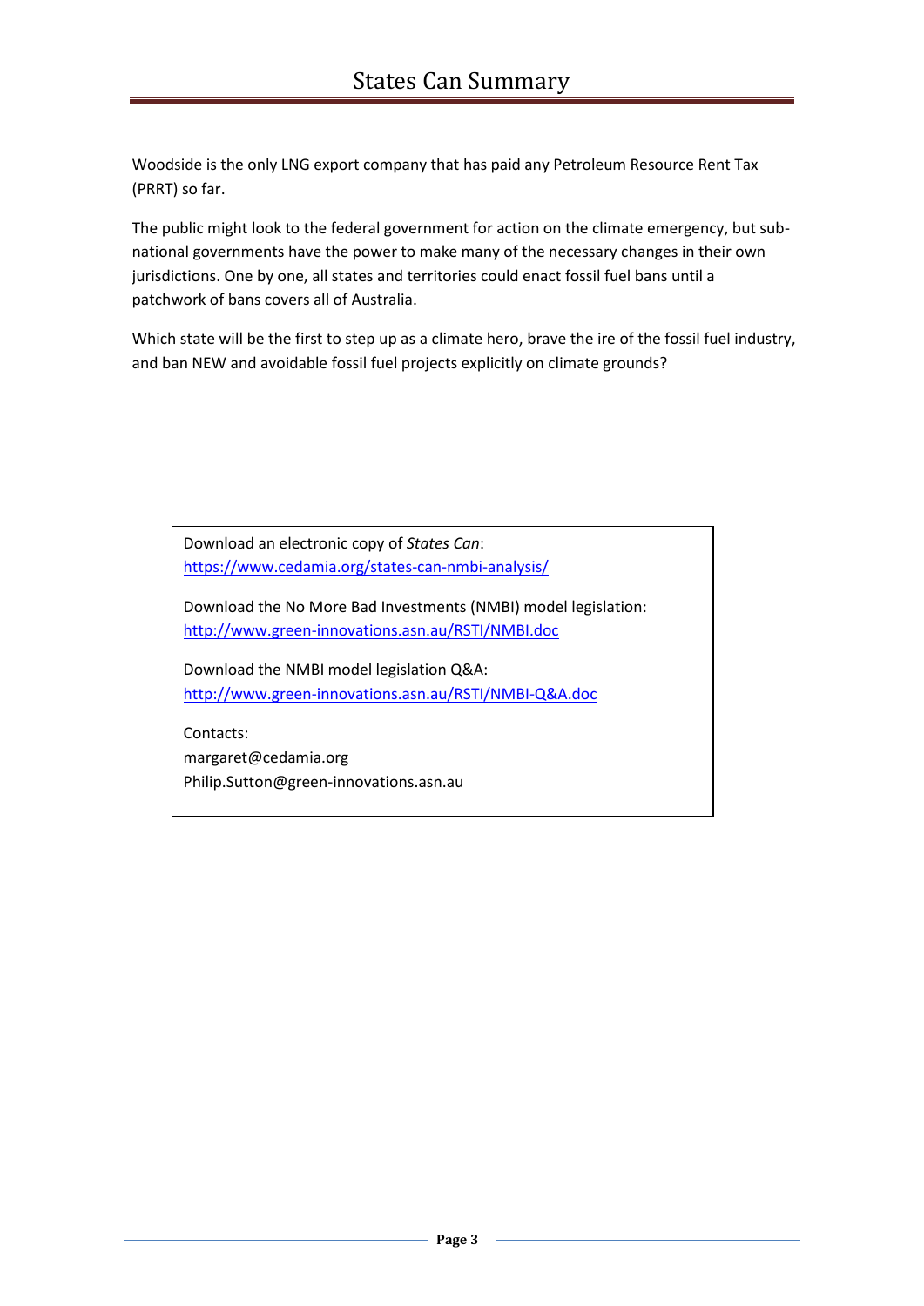Woodside is the only LNG export company that has paid any Petroleum Resource Rent Tax (PRRT) so far.

The public might look to the federal government for action on the climate emergency, but sub-national governments have the power to make many of the necessary changes in their own jurisdictions. One by one, all states and territories could enact fossil fuel bans until a patchwork of bans covers all of Australia.

Which state will be the first to step up as a climate hero, brave the ire of the fossil fuel industry, and ban NEW and avoidable fossil fuel projects explicitly on climate grounds?

> Download an electronic copy of *States Can*:
> https://www.cedamia.org/states-can-nmbi-analysis/
>
> Download the No More Bad Investments (NMBI) model legislation:
> http://www.green-innovations.asn.au/RSTI/NMBI.doc
>
> Download the NMBI model legislation Q&A:
> http://www.green-innovations.asn.au/RSTI/NMBI-Q&A.doc
>
> Contacts:
> margaret@cedamia.org
> Philip.Sutton@green-innovations.asn.au